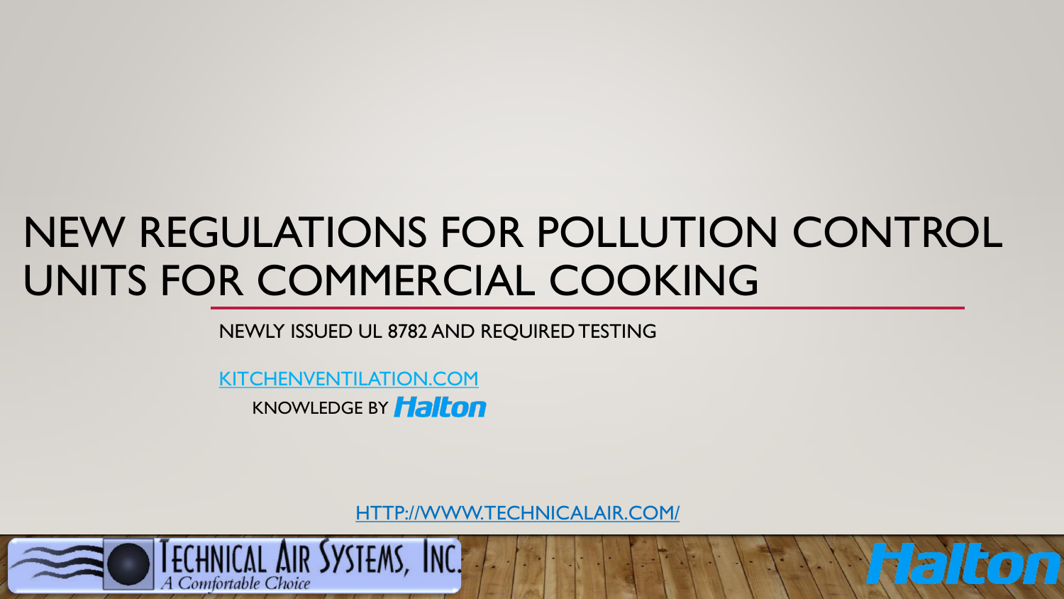# NEW REGULATIONS FOR POLLUTION CONTROL UNITS FOR COMMERCIAL COOKING

NEWLY ISSUED UL 8782 AND REQUIRED TESTING

KITCHENVENTILATION.COM

KNOWLEDGE BY Halton

HTTP://WWW.TECHNICALAIR.COM/

TECHNICAL AIR SYSTEMS, INC.
*A Comfortable Choice*

Halton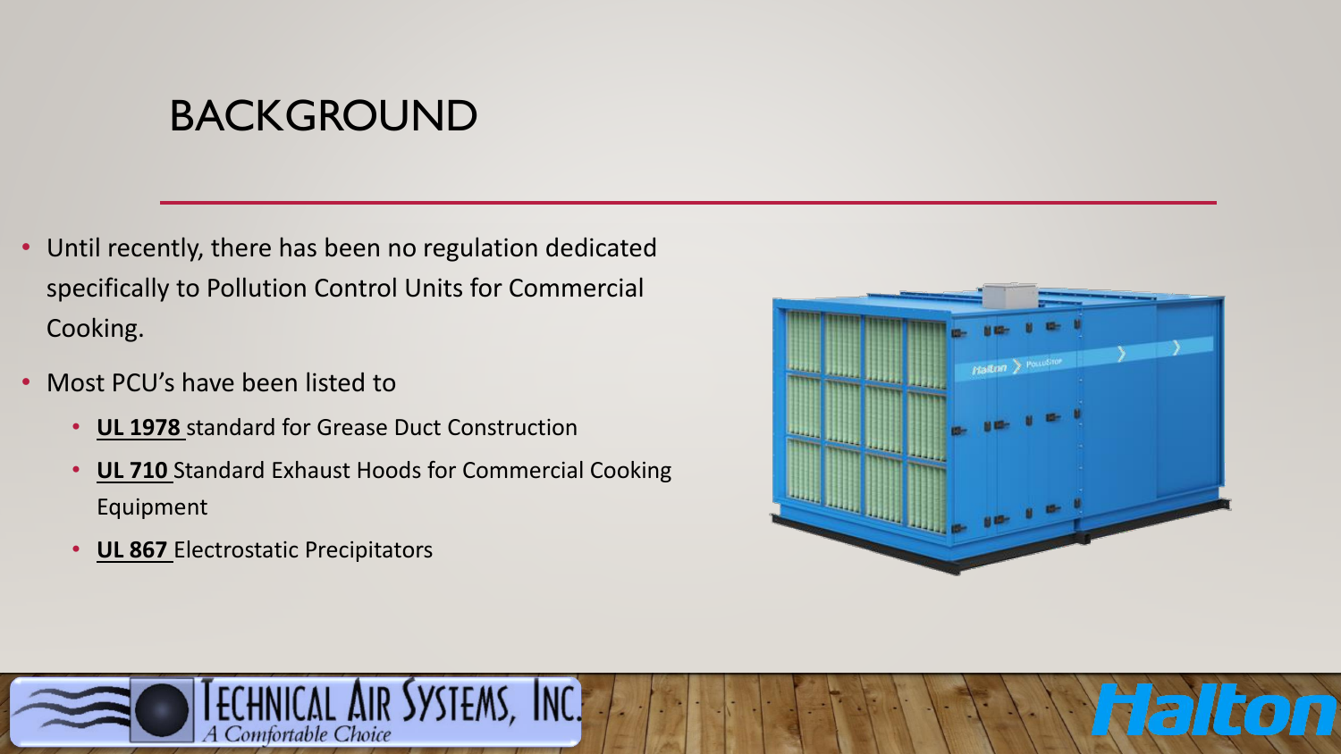# BACKGROUND

- Until recently, there has been no regulation dedicated specifically to Pollution Control Units for Commercial Cooking.
- Most PCU's have been listed to
  - **UL 1978** standard for Grease Duct Construction
  - **UL 710** Standard Exhaust Hoods for Commercial Cooking Equipment
  - **UL 867** Electrostatic Precipitators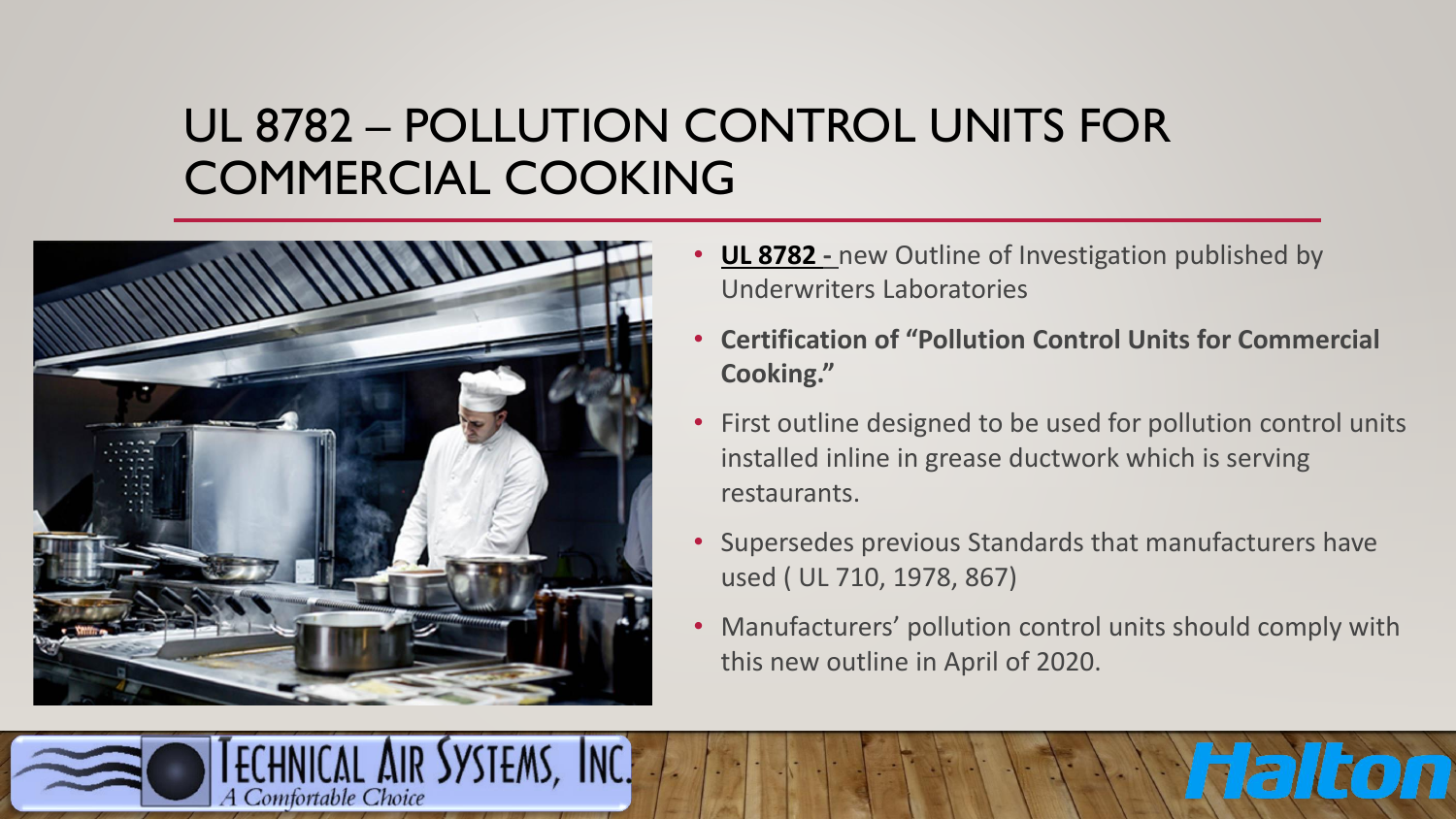# UL 8782 – POLLUTION CONTROL UNITS FOR COMMERCIAL COOKING

- **UL 8782 -** new Outline of Investigation published by Underwriters Laboratories
- **Certification of "Pollution Control Units for Commercial Cooking."**
- First outline designed to be used for pollution control units installed inline in grease ductwork which is serving restaurants.
- Supersedes previous Standards that manufacturers have used ( UL 710, 1978, 867)
- Manufacturers' pollution control units should comply with this new outline in April of 2020.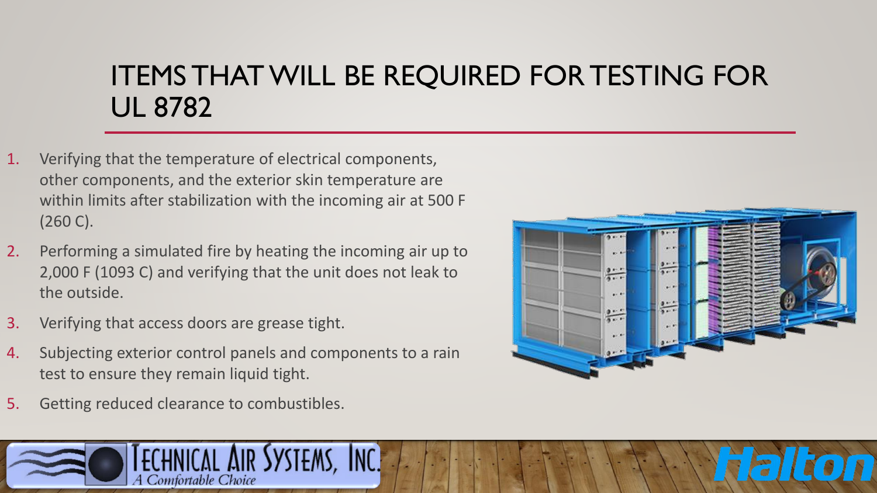# ITEMS THAT WILL BE REQUIRED FOR TESTING FOR UL 8782

1. Verifying that the temperature of electrical components, other components, and the exterior skin temperature are within limits after stabilization with the incoming air at 500 F (260 C).
2. Performing a simulated fire by heating the incoming air up to 2,000 F (1093 C) and verifying that the unit does not leak to the outside.
3. Verifying that access doors are grease tight.
4. Subjecting exterior control panels and components to a rain test to ensure they remain liquid tight.
5. Getting reduced clearance to combustibles.

TECHNICAL AIR SYSTEMS, INC.
*A Comfortable Choice*

Halton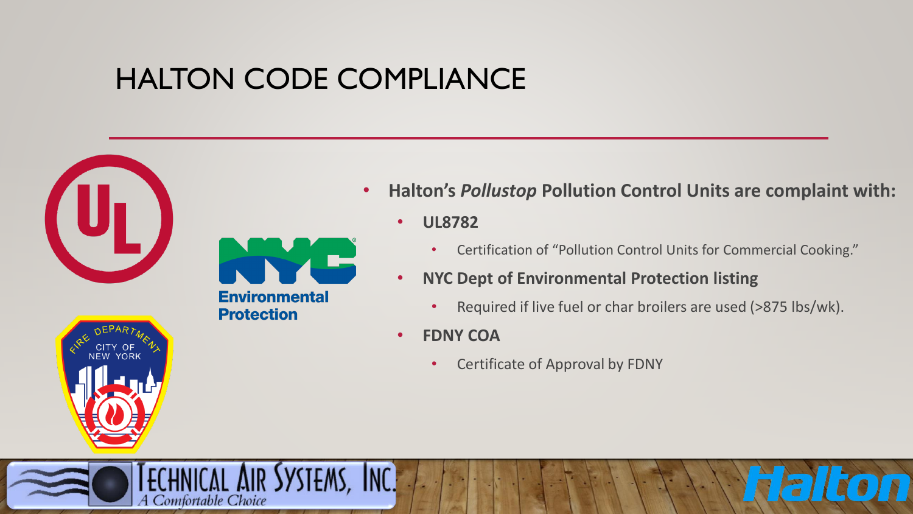# HALTON CODE COMPLIANCE

- **Halton's *Pollustop* Pollution Control Units are complaint with:**
  - **UL8782**
    - Certification of "Pollution Control Units for Commercial Cooking."
  - **NYC Dept of Environmental Protection listing**
    - Required if live fuel or char broilers are used (>875 lbs/wk).
  - **FDNY COA**
    - Certificate of Approval by FDNY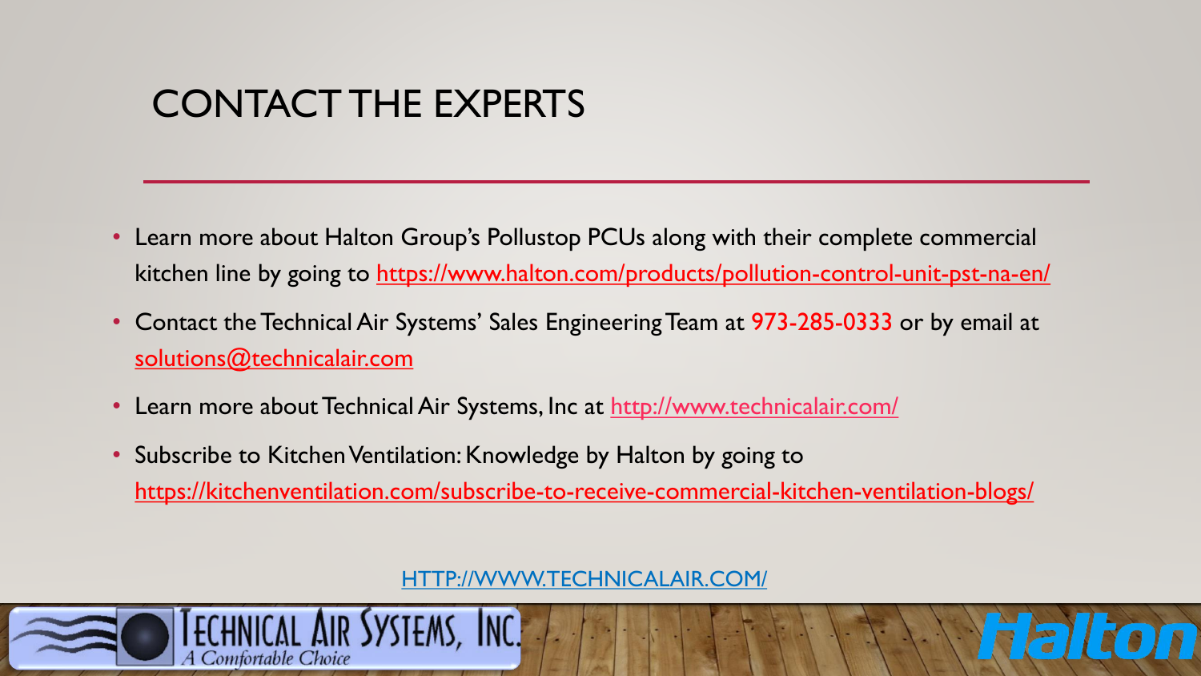# CONTACT THE EXPERTS

- Learn more about Halton Group's Pollustop PCUs along with their complete commercial kitchen line by going to https://www.halton.com/products/pollution-control-unit-pst-na-en/
- Contact the Technical Air Systems' Sales Engineering Team at 973-285-0333 or by email at solutions@technicalair.com
- Learn more about Technical Air Systems, Inc at http://www.technicalair.com/
- Subscribe to Kitchen Ventilation: Knowledge by Halton by going to https://kitchenventilation.com/subscribe-to-receive-commercial-kitchen-ventilation-blogs/

HTTP://WWW.TECHNICALAIR.COM/

TECHNICAL AIR SYSTEMS, INC.
A Comfortable Choice

Halton